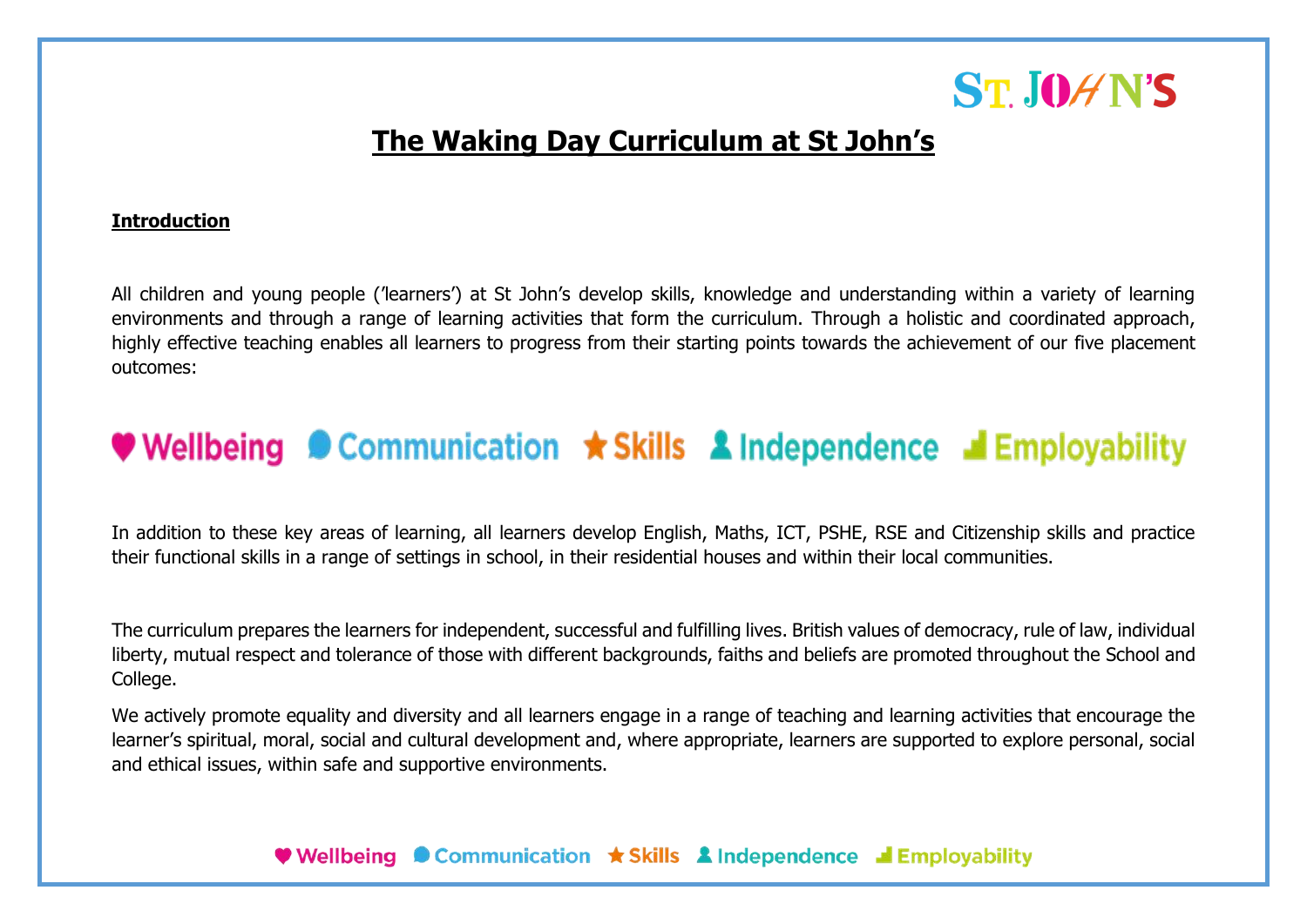# The Waking Day Curriculum at St John's

## Introduction

All children and young people ('learners') at St John's develop skills, knowledge and understanding within a variety of learning environments and through a range of learning activities that form the curriculum. Through a holistic and coordinated approach, highly effective teaching enables all learners to progress from their starting points towards the achievement of our five placement outcomes:

♥ Wellbeing ● Communication ★ Skills Independence Employability

In addition to these key areas of learning, all learners develop English, Maths, ICT, PSHE, RSE and Citizenship skills and practice their functional skills in a range of settings in school, in their residential houses and within their local communities.

The curriculum prepares the learners for independent, successful and fulfilling lives. British values of democracy, rule of law, individual liberty, mutual respect and tolerance of those with different backgrounds, faiths and beliefs are promoted throughout the School and College.

We actively promote equality and diversity and all learners engage in a range of teaching and learning activities that encourage the learner's spiritual, moral, social and cultural development and, where appropriate, learners are supported to explore personal, social and ethical issues, within safe and supportive environments.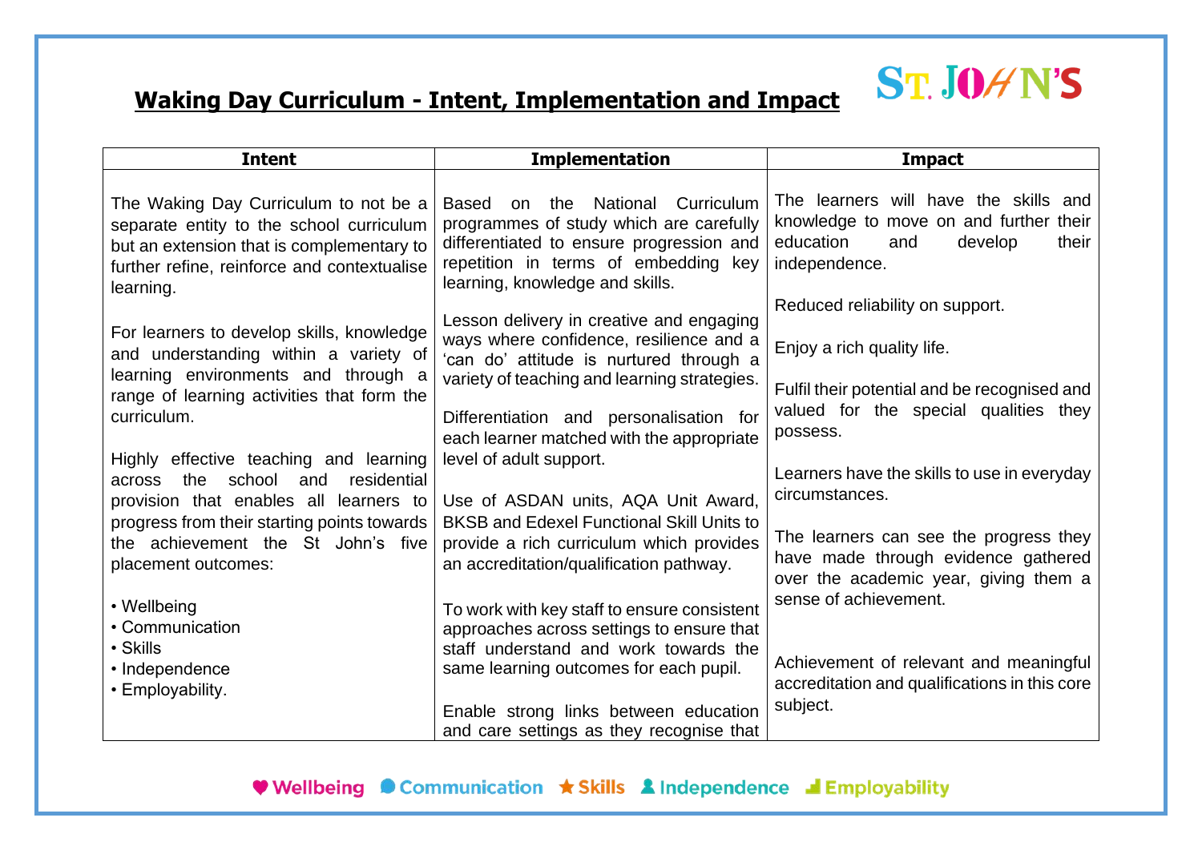## **Waking Day Curriculum - Intent, Implementation and Impact**

ST. JOHN'S

| Intent | Implementation | Impact |
|---|---|---|
| The Waking Day Curriculum to not be a separate entity to the school curriculum but an extension that is complementary to further refine, reinforce and contextualise learning.<br><br>For learners to develop skills, knowledge and understanding within a variety of learning environments and through a range of learning activities that form the curriculum.<br><br>Highly effective teaching and learning across the school and residential provision that enables all learners to progress from their starting points towards the achievement the St John's five placement outcomes:<br><br>• Wellbeing<br>• Communication<br>• Skills<br>• Independence<br>• Employability. | Based on the National Curriculum programmes of study which are carefully differentiated to ensure progression and repetition in terms of embedding key learning, knowledge and skills.<br><br>Lesson delivery in creative and engaging ways where confidence, resilience and a 'can do' attitude is nurtured through a variety of teaching and learning strategies.<br><br>Differentiation and personalisation for each learner matched with the appropriate level of adult support.<br><br>Use of ASDAN units, AQA Unit Award, BKSB and Edexel Functional Skill Units to provide a rich curriculum which provides an accreditation/qualification pathway.<br><br>To work with key staff to ensure consistent approaches across settings to ensure that staff understand and work towards the same learning outcomes for each pupil.<br><br>Enable strong links between education and care settings as they recognise that | The learners will have the skills and knowledge to move on and further their education and develop their independence.<br><br>Reduced reliability on support.<br><br>Enjoy a rich quality life.<br><br>Fulfil their potential and be recognised and valued for the special qualities they possess.<br><br>Learners have the skills to use in everyday circumstances.<br><br>The learners can see the progress they have made through evidence gathered over the academic year, giving them a sense of achievement.<br><br>Achievement of relevant and meaningful accreditation and qualifications in this core subject. |

♥ Wellbeing ● Communication ★ Skills Independence Employability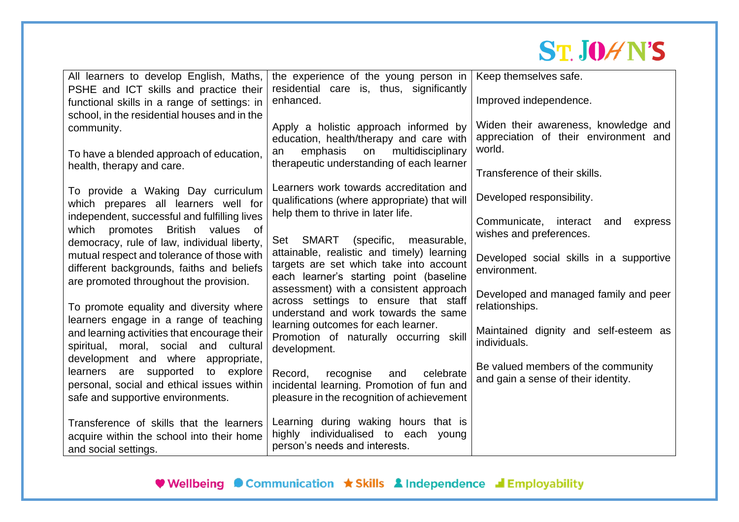| | | |
|---|---|---|
| All learners to develop English, Maths, PSHE and ICT skills and practice their functional skills in a range of settings: in school, in the residential houses and in the community.<br><br>To have a blended approach of education, health, therapy and care.<br><br>To provide a Waking Day curriculum which prepares all learners well for independent, successful and fulfilling lives which promotes British values of democracy, rule of law, individual liberty, mutual respect and tolerance of those with different backgrounds, faiths and beliefs are promoted throughout the provision.<br><br>To promote equality and diversity where learners engage in a range of teaching and learning activities that encourage their spiritual, moral, social and cultural development and where appropriate, learners are supported to explore personal, social and ethical issues within safe and supportive environments.<br><br>Transference of skills that the learners acquire within the school into their home and social settings. | the experience of the young person in residential care is, thus, significantly enhanced.<br><br>Apply a holistic approach informed by education, health/therapy and care with an emphasis on multidisciplinary therapeutic understanding of each learner<br><br>Learners work towards accreditation and qualifications (where appropriate) that will help them to thrive in later life.<br><br>Set SMART (specific, measurable, attainable, realistic and timely) learning targets are set which take into account each learner's starting point (baseline assessment) with a consistent approach across settings to ensure that staff understand and work towards the same learning outcomes for each learner. Promotion of naturally occurring skill development.<br><br>Record, recognise and celebrate incidental learning. Promotion of fun and pleasure in the recognition of achievement<br><br>Learning during waking hours that is highly individualised to each young person's needs and interests. | Keep themselves safe.<br><br>Improved independence.<br><br>Widen their awareness, knowledge and appreciation of their environment and world.<br><br>Transference of their skills.<br><br>Developed responsibility.<br><br>Communicate, interact and express wishes and preferences.<br><br>Developed social skills in a supportive environment.<br><br>Developed and managed family and peer relationships.<br><br>Maintained dignity and self-esteem as individuals.<br><br>Be valued members of the community and gain a sense of their identity. |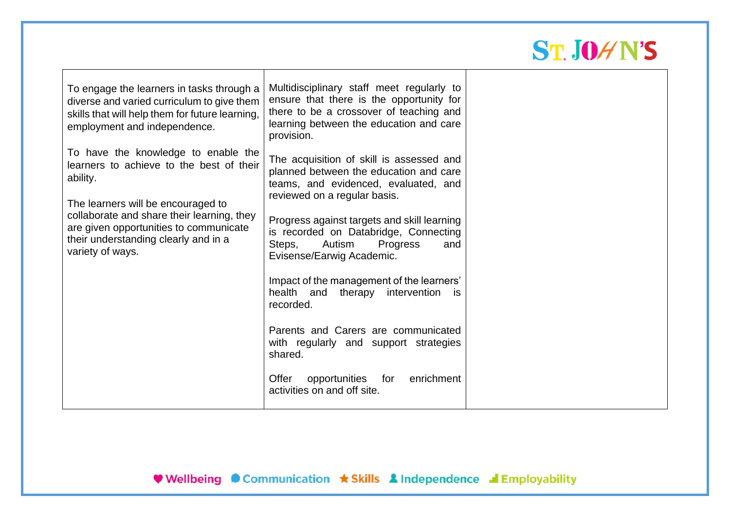| | | |
|---|---|---|
| To engage the learners in tasks through a diverse and varied curriculum to give them skills that will help them for future learning, employment and independence.<br><br>To have the knowledge to enable the learners to achieve to the best of their ability.<br><br>The learners will be encouraged to collaborate and share their learning, they are given opportunities to communicate their understanding clearly and in a variety of ways. | Multidisciplinary staff meet regularly to ensure that there is the opportunity for there to be a crossover of teaching and learning between the education and care provision.<br><br>The acquisition of skill is assessed and planned between the education and care teams, and evidenced, evaluated, and reviewed on a regular basis.<br><br>Progress against targets and skill learning is recorded on Databridge, Connecting Steps, Autism Progress and Evisense/Earwig Academic.<br><br>Impact of the management of the learners' health and therapy intervention is recorded.<br><br>Parents and Carers are communicated with regularly and support strategies shared.<br><br>Offer opportunities for enrichment activities on and off site. | |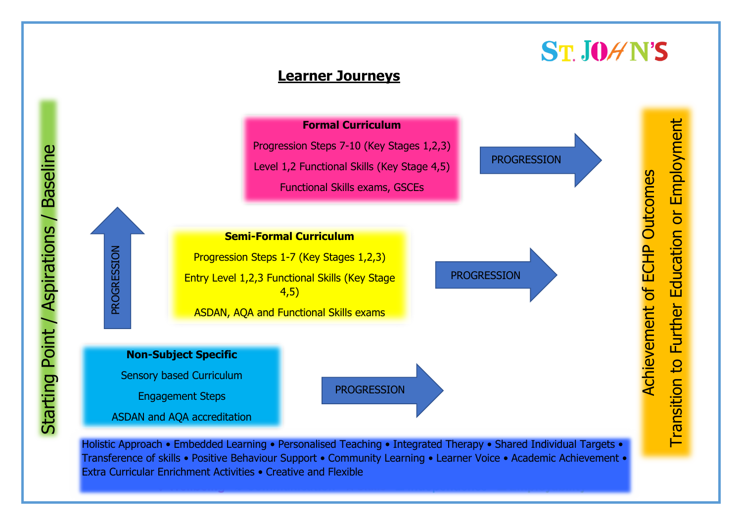ST. JOHN'S

## Learner Journeys

Starting Point / Aspirations / Baseline

**Formal Curriculum**

Progression Steps 7-10 (Key Stages 1,2,3)

Level 1,2 Functional Skills (Key Stage 4,5)

Functional Skills exams, GSCEs

PROGRESSION

**Semi-Formal Curriculum**

Progression Steps 1-7 (Key Stages 1,2,3)

Entry Level 1,2,3 Functional Skills (Key Stage 4,5)

ASDAN, AQA and Functional Skills exams

PROGRESSION

PROGRESSION

**Non-Subject Specific**

Sensory based Curriculum

Engagement Steps

ASDAN and AQA accreditation

PROGRESSION

Achievement of ECHP Outcomes

Transition to Further Education or Employment

Holistic Approach • Embedded Learning • Personalised Teaching • Integrated Therapy • Shared Individual Targets • Transference of skills • Positive Behaviour Support • Community Learning • Learner Voice • Academic Achievement • Extra Curricular Enrichment Activities • Creative and Flexible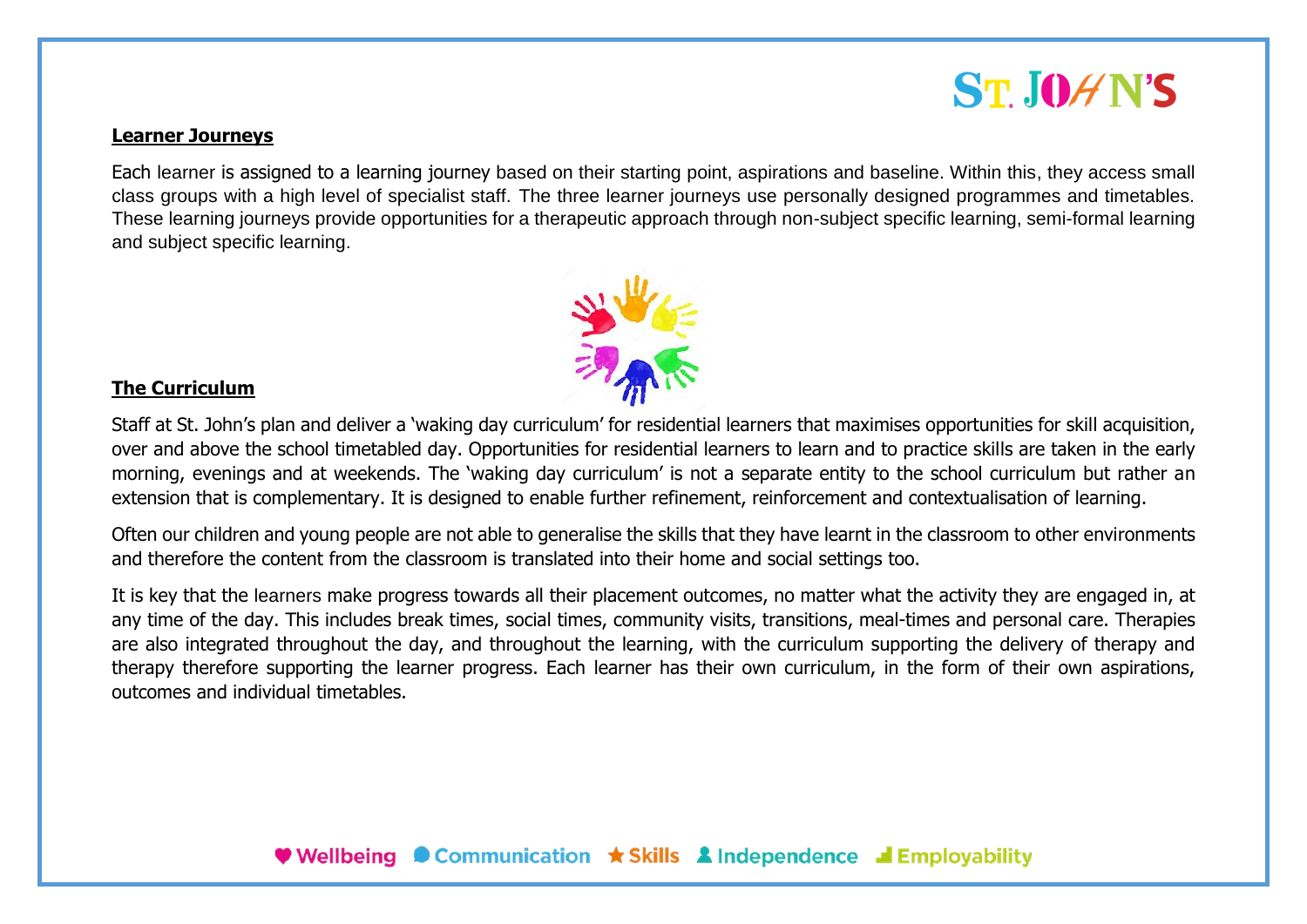## Learner Journeys

Each learner is assigned to a learning journey based on their starting point, aspirations and baseline. Within this, they access small class groups with a high level of specialist staff. The three learner journeys use personally designed programmes and timetables. These learning journeys provide opportunities for a therapeutic approach through non-subject specific learning, semi-formal learning and subject specific learning.

## The Curriculum

Staff at St. John's plan and deliver a 'waking day curriculum' for residential learners that maximises opportunities for skill acquisition, over and above the school timetabled day. Opportunities for residential learners to learn and to practice skills are taken in the early morning, evenings and at weekends. The 'waking day curriculum' is not a separate entity to the school curriculum but rather an extension that is complementary. It is designed to enable further refinement, reinforcement and contextualisation of learning.

Often our children and young people are not able to generalise the skills that they have learnt in the classroom to other environments and therefore the content from the classroom is translated into their home and social settings too.

It is key that the learners make progress towards all their placement outcomes, no matter what the activity they are engaged in, at any time of the day. This includes break times, social times, community visits, transitions, meal-times and personal care. Therapies are also integrated throughout the day, and throughout the learning, with the curriculum supporting the delivery of therapy and therapy therefore supporting the learner progress. Each learner has their own curriculum, in the form of their own aspirations, outcomes and individual timetables.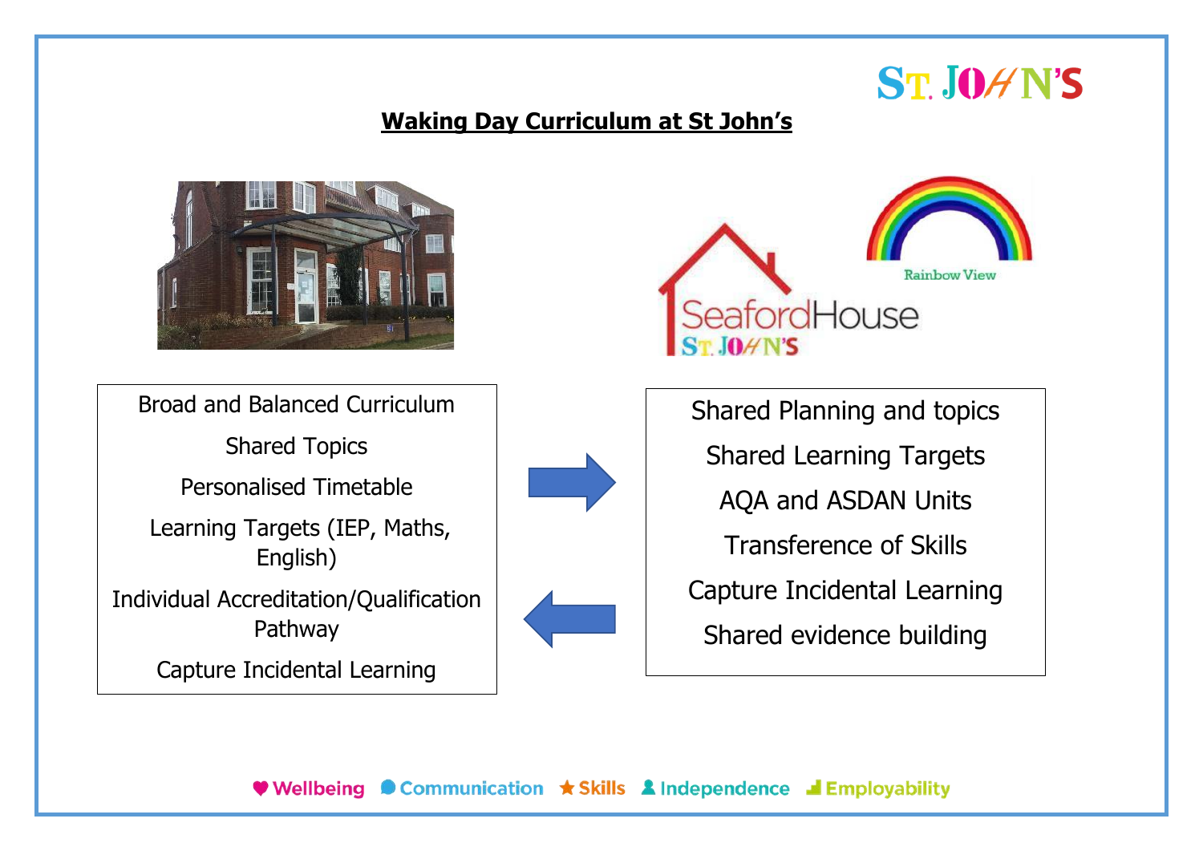## Waking Day Curriculum at St John's

Broad and Balanced Curriculum

Shared Topics

Personalised Timetable

Learning Targets (IEP, Maths, English)

Individual Accreditation/Qualification Pathway

Capture Incidental Learning

Shared Planning and topics

Shared Learning Targets

AQA and ASDAN Units

Transference of Skills

Capture Incidental Learning

Shared evidence building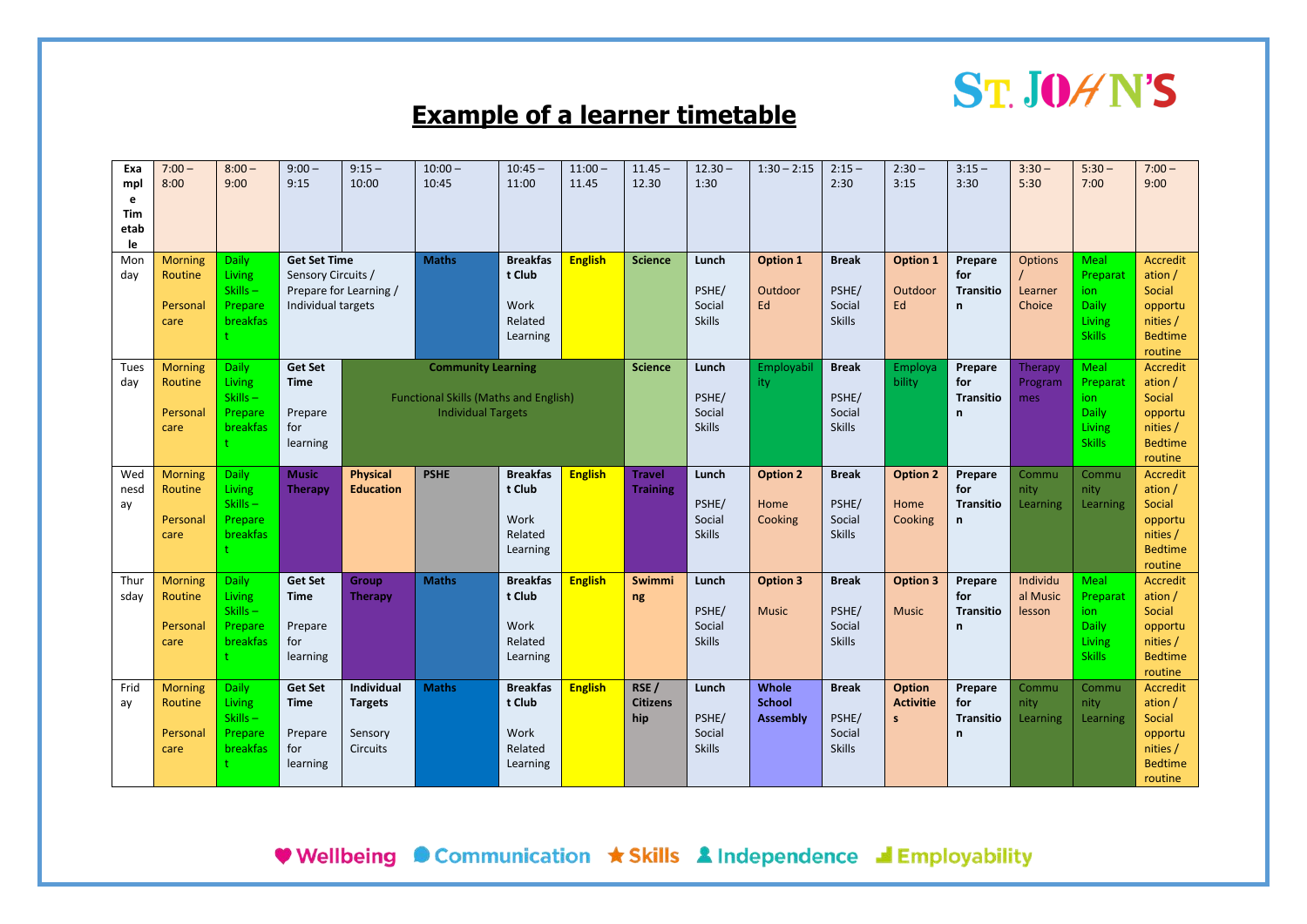# Example of a learner timetable

ST. JOHN'S

| Example Timetable | 7:00 – 8:00 | 8:00 – 9:00 | 9:00 – 9:15 | 9:15 – 10:00 | 10:00 – 10:45 | 10:45 – 11:00 | 11:00 – 11.45 | 11.45 – 12.30 | 12.30 – 1:30 | 1:30 – 2:15 | 2:15 – 2:30 | 2:30 – 3:15 | 3:15 – 3:30 | 3:30 – 5:30 | 5:30 – 7:00 | 7:00 – 9:00 |
|---|---|---|---|---|---|---|---|---|---|---|---|---|---|---|---|---|
| Monday | Morning Routine<br><br>Personal care | Daily Living Skills – Prepare breakfast | **Get Set Time** Sensory Circuits / Prepare for Learning / Individual targets | | **Maths** | **Breakfast Club**<br><br>Work Related Learning | **English** | **Science** | **Lunch**<br><br>PSHE/ Social Skills | **Option 1**<br><br>Outdoor Ed | **Break**<br><br>PSHE/ Social Skills | **Option 1**<br><br>Outdoor Ed | **Prepare for Transition** | Options / Learner Choice | Meal Preparation Daily Living Skills | Accreditation / Social opportunities / Bedtime routine |
| Tuesday | Morning Routine<br><br>Personal care | Daily Living Skills – Prepare breakfast | **Get Set Time**<br><br>Prepare for learning | **Community Learning**<br><br>Functional Skills (Maths and English) Individual Targets | | | | **Science** | **Lunch**<br><br>PSHE/ Social Skills | Employability | **Break**<br><br>PSHE/ Social Skills | Employability | **Prepare for Transition** | Therapy Programmes | Meal Preparation Daily Living Skills | Accreditation / Social opportunities / Bedtime routine |
| Wednesday | Morning Routine<br><br>Personal care | Daily Living Skills – Prepare breakfast | **Music Therapy** | **Physical Education** | **PSHE** | **Breakfast Club**<br><br>Work Related Learning | **English** | **Travel Training** | **Lunch**<br><br>PSHE/ Social Skills | **Option 2**<br><br>Home Cooking | **Break**<br><br>PSHE/ Social Skills | **Option 2**<br><br>Home Cooking | **Prepare for Transition** | Community Learning | Community Learning | Accreditation / Social opportunities / Bedtime routine |
| Thursday | Morning Routine<br><br>Personal care | Daily Living Skills – Prepare breakfast | **Get Set Time**<br><br>Prepare for learning | **Group Therapy** | **Maths** | **Breakfast Club**<br><br>Work Related Learning | **English** | **Swimming** | **Lunch**<br><br>PSHE/ Social Skills | **Option 3**<br><br>Music | **Break**<br><br>PSHE/ Social Skills | **Option 3**<br><br>Music | **Prepare for Transition** | Individual Music lesson | Meal Preparation Daily Living Skills | Accreditation / Social opportunities / Bedtime routine |
| Friday | Morning Routine<br><br>Personal care | Daily Living Skills – Prepare breakfast | **Get Set Time**<br><br>Prepare for learning | **Individual Targets**<br><br>Sensory Circuits | **Maths** | **Breakfast Club**<br><br>Work Related Learning | **English** | **RSE / Citizenship** | **Lunch**<br><br>PSHE/ Social Skills | **Whole School Assembly** | **Break**<br><br>PSHE/ Social Skills | **Option Activities** | **Prepare for Transition** | Community Learning | Community Learning | Accreditation / Social opportunities / Bedtime routine |

Wellbeing Communication Skills Independence Employability